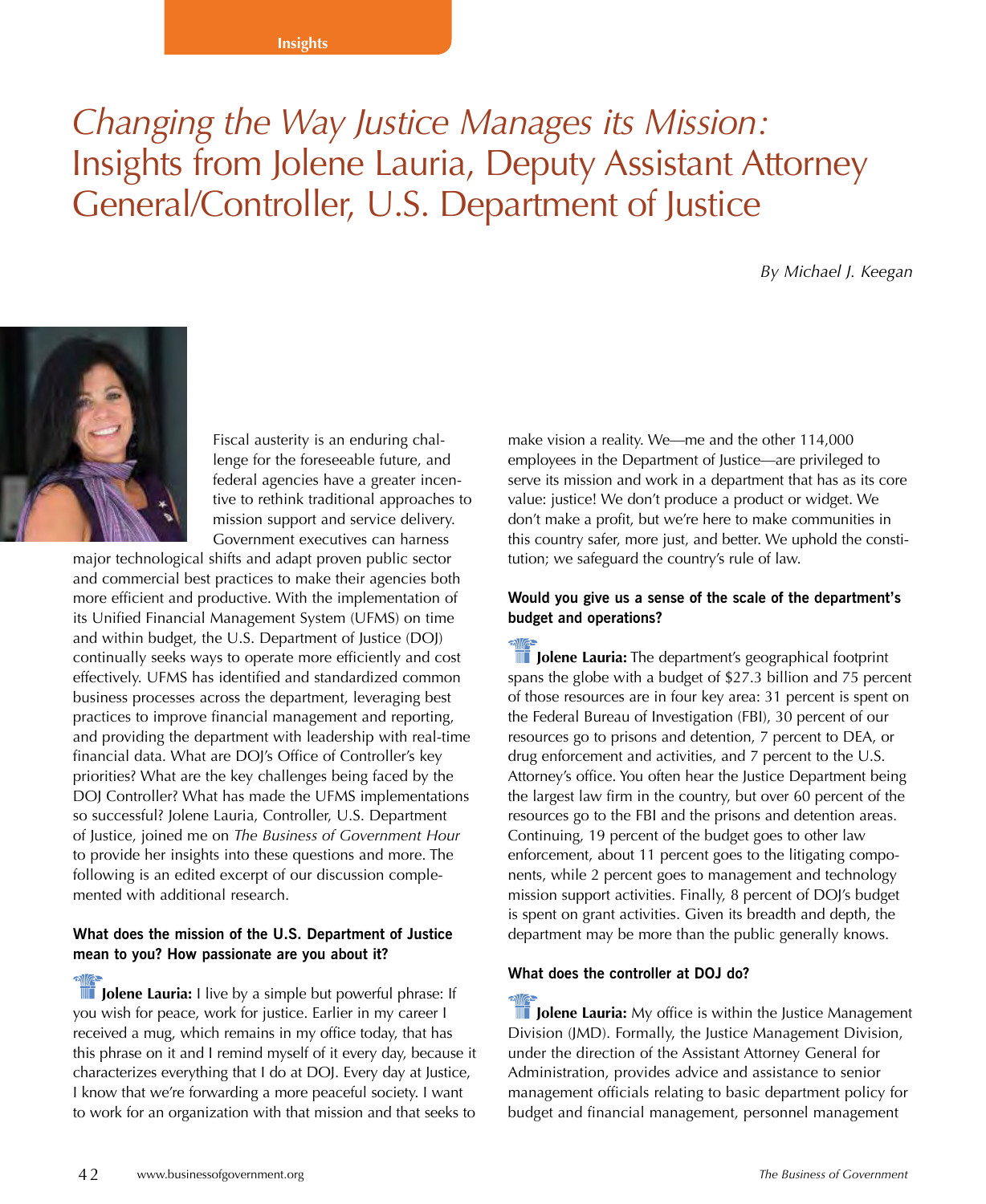# *Changing the Way Justice Manages its Mission:* Insights from Jolene Lauria, Deputy Assistant Attorney General/Controller, U.S. Department of Justice

*By Michael J. Keegan*

Fiscal austerity is an enduring challenge for the foreseeable future, and federal agencies have a greater incentive to rethink traditional approaches to mission support and service delivery. Government executives can harness major technological shifts and adapt proven public sector and commercial best practices to make their agencies both more efficient and productive. With the implementation of its Unified Financial Management System (UFMS) on time and within budget, the U.S. Department of Justice (DOJ) continually seeks ways to operate more efficiently and cost effectively. UFMS has identified and standardized common business processes across the department, leveraging best practices to improve financial management and reporting, and providing the department with leadership with real-time financial data. What are DOJ's Office of Controller's key priorities? What are the key challenges being faced by the DOJ Controller? What has made the UFMS implementations so successful? Jolene Lauria, Controller, U.S. Department of Justice, joined me on *The Business of Government Hour* to provide her insights into these questions and more. The following is an edited excerpt of our discussion complemented with additional research.

**What does the mission of the U.S. Department of Justice mean to you? How passionate are you about it?**

**Jolene Lauria:** I live by a simple but powerful phrase: If you wish for peace, work for justice. Earlier in my career I received a mug, which remains in my office today, that has this phrase on it and I remind myself of it every day, because it characterizes everything that I do at DOJ. Every day at Justice, I know that we're forwarding a more peaceful society. I want to work for an organization with that mission and that seeks to make vision a reality. We—me and the other 114,000 employees in the Department of Justice—are privileged to serve its mission and work in a department that has as its core value: justice! We don't produce a product or widget. We don't make a profit, but we're here to make communities in this country safer, more just, and better. We uphold the constitution; we safeguard the country's rule of law.

**Would you give us a sense of the scale of the department's budget and operations?**

**Jolene Lauria:** The department's geographical footprint spans the globe with a budget of $27.3 billion and 75 percent of those resources are in four key area: 31 percent is spent on the Federal Bureau of Investigation (FBI), 30 percent of our resources go to prisons and detention, 7 percent to DEA, or drug enforcement and activities, and 7 percent to the U.S. Attorney's office. You often hear the Justice Department being the largest law firm in the country, but over 60 percent of the resources go to the FBI and the prisons and detention areas. Continuing, 19 percent of the budget goes to other law enforcement, about 11 percent goes to the litigating components, while 2 percent goes to management and technology mission support activities. Finally, 8 percent of DOJ's budget is spent on grant activities. Given its breadth and depth, the department may be more than the public generally knows.

**What does the controller at DOJ do?**

**Jolene Lauria:** My office is within the Justice Management Division (JMD). Formally, the Justice Management Division, under the direction of the Assistant Attorney General for Administration, provides advice and assistance to senior management officials relating to basic department policy for budget and financial management, personnel management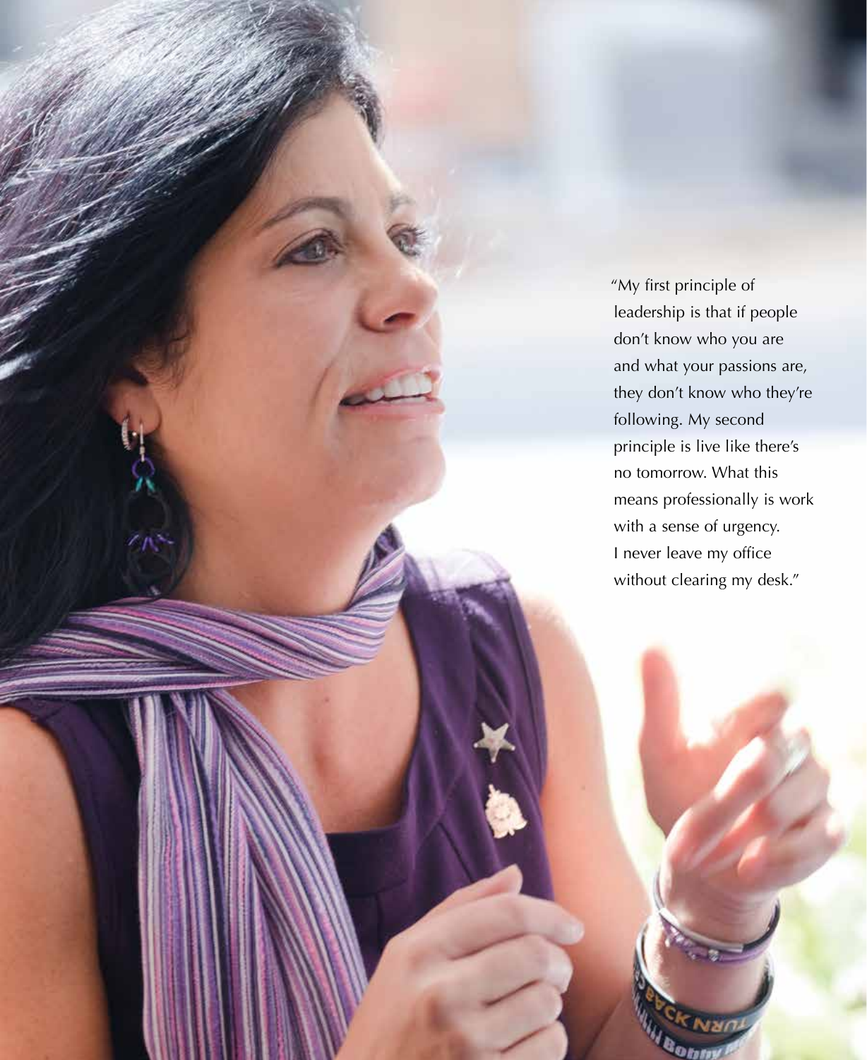"My first principle of leadership is that if people don't know who you are and what your passions are, they don't know who they're following. My second principle is live like there's no tomorrow. What this means professionally is work with a sense of urgency. I never leave my office without clearing my desk."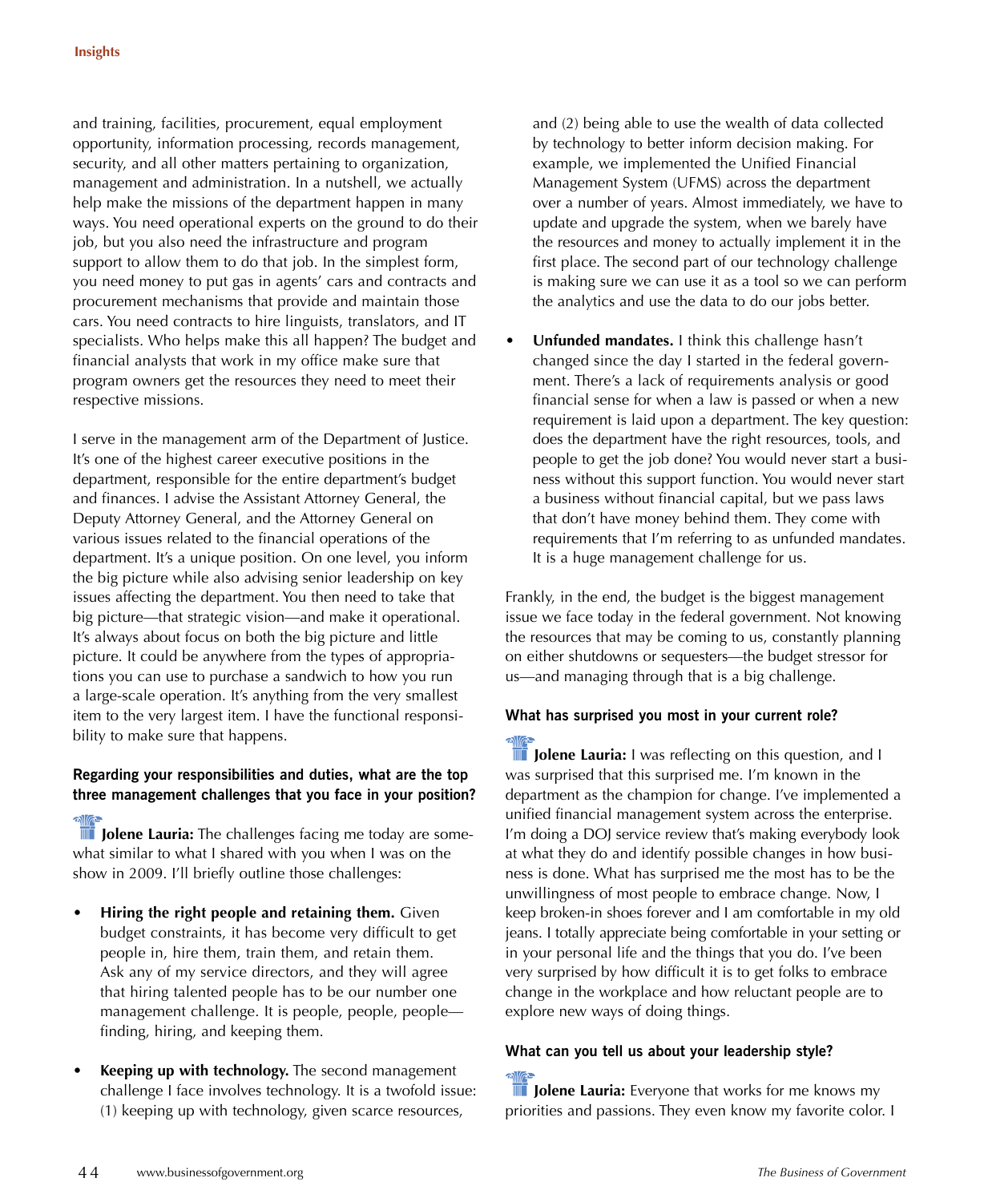and training, facilities, procurement, equal employment opportunity, information processing, records management, security, and all other matters pertaining to organization, management and administration. In a nutshell, we actually help make the missions of the department happen in many ways. You need operational experts on the ground to do their job, but you also need the infrastructure and program support to allow them to do that job. In the simplest form, you need money to put gas in agents' cars and contracts and procurement mechanisms that provide and maintain those cars. You need contracts to hire linguists, translators, and IT specialists. Who helps make this all happen? The budget and financial analysts that work in my office make sure that program owners get the resources they need to meet their respective missions.

I serve in the management arm of the Department of Justice. It's one of the highest career executive positions in the department, responsible for the entire department's budget and finances. I advise the Assistant Attorney General, the Deputy Attorney General, and the Attorney General on various issues related to the financial operations of the department. It's a unique position. On one level, you inform the big picture while also advising senior leadership on key issues affecting the department. You then need to take that big picture—that strategic vision—and make it operational. It's always about focus on both the big picture and little picture. It could be anywhere from the types of appropriations you can use to purchase a sandwich to how you run a large-scale operation. It's anything from the very smallest item to the very largest item. I have the functional responsibility to make sure that happens.

**Regarding your responsibilities and duties, what are the top three management challenges that you face in your position?**

**Jolene Lauria:** The challenges facing me today are somewhat similar to what I shared with you when I was on the show in 2009. I'll briefly outline those challenges:

- **Hiring the right people and retaining them.** Given budget constraints, it has become very difficult to get people in, hire them, train them, and retain them. Ask any of my service directors, and they will agree that hiring talented people has to be our number one management challenge. It is people, people, people—finding, hiring, and keeping them.

- **Keeping up with technology.** The second management challenge I face involves technology. It is a twofold issue: (1) keeping up with technology, given scarce resources, and (2) being able to use the wealth of data collected by technology to better inform decision making. For example, we implemented the Unified Financial Management System (UFMS) across the department over a number of years. Almost immediately, we have to update and upgrade the system, when we barely have the resources and money to actually implement it in the first place. The second part of our technology challenge is making sure we can use it as a tool so we can perform the analytics and use the data to do our jobs better.

- **Unfunded mandates.** I think this challenge hasn't changed since the day I started in the federal government. There's a lack of requirements analysis or good financial sense for when a law is passed or when a new requirement is laid upon a department. The key question: does the department have the right resources, tools, and people to get the job done? You would never start a business without this support function. You would never start a business without financial capital, but we pass laws that don't have money behind them. They come with requirements that I'm referring to as unfunded mandates. It is a huge management challenge for us.

Frankly, in the end, the budget is the biggest management issue we face today in the federal government. Not knowing the resources that may be coming to us, constantly planning on either shutdowns or sequesters—the budget stressor for us—and managing through that is a big challenge.

**What has surprised you most in your current role?**

**Jolene Lauria:** I was reflecting on this question, and I was surprised that this surprised me. I'm known in the department as the champion for change. I've implemented a unified financial management system across the enterprise. I'm doing a DOJ service review that's making everybody look at what they do and identify possible changes in how business is done. What has surprised me the most has to be the unwillingness of most people to embrace change. Now, I keep broken-in shoes forever and I am comfortable in my old jeans. I totally appreciate being comfortable in your setting or in your personal life and the things that you do. I've been very surprised by how difficult it is to get folks to embrace change in the workplace and how reluctant people are to explore new ways of doing things.

**What can you tell us about your leadership style?**

**Jolene Lauria:** Everyone that works for me knows my priorities and passions. They even know my favorite color. I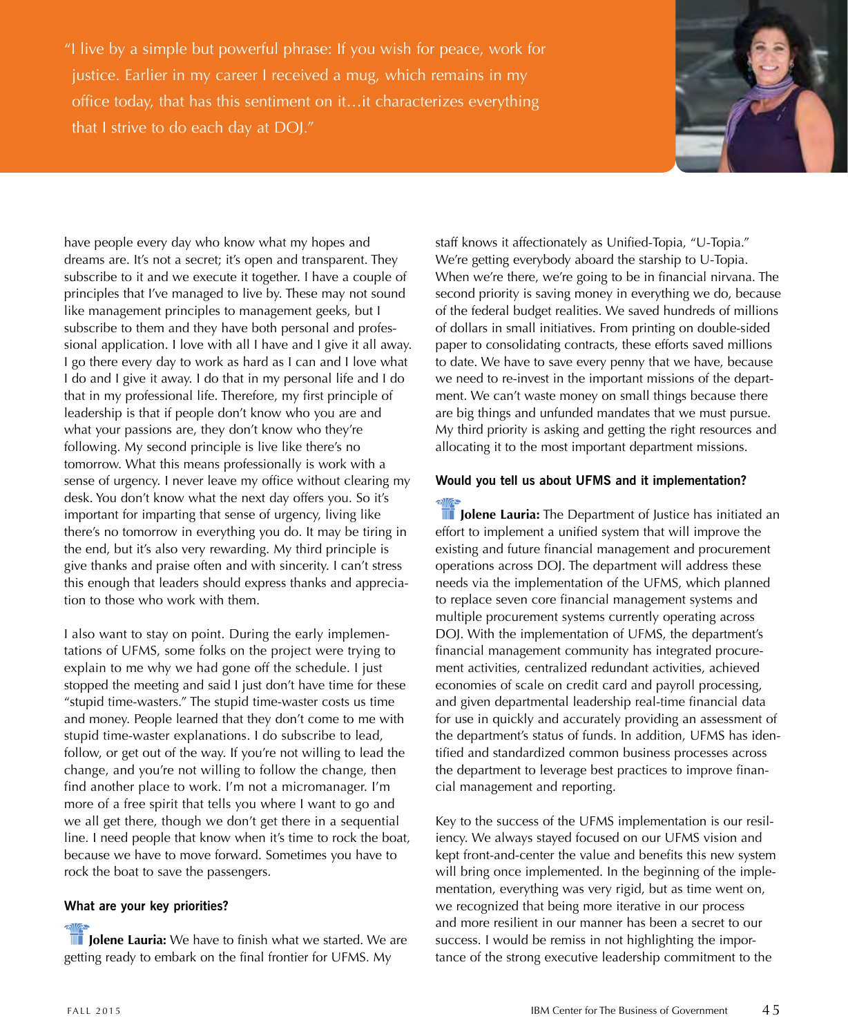> "I live by a simple but powerful phrase: If you wish for peace, work for justice. Earlier in my career I received a mug, which remains in my office today, that has this sentiment on it…it characterizes everything that I strive to do each day at DOJ."

have people every day who know what my hopes and dreams are. It's not a secret; it's open and transparent. They subscribe to it and we execute it together. I have a couple of principles that I've managed to live by. These may not sound like management principles to management geeks, but I subscribe to them and they have both personal and professional application. I love with all I have and I give it all away. I go there every day to work as hard as I can and I love what I do and I give it away. I do that in my personal life and I do that in my professional life. Therefore, my first principle of leadership is that if people don't know who you are and what your passions are, they don't know who they're following. My second principle is live like there's no tomorrow. What this means professionally is work with a sense of urgency. I never leave my office without clearing my desk. You don't know what the next day offers you. So it's important for imparting that sense of urgency, living like there's no tomorrow in everything you do. It may be tiring in the end, but it's also very rewarding. My third principle is give thanks and praise often and with sincerity. I can't stress this enough that leaders should express thanks and appreciation to those who work with them.

I also want to stay on point. During the early implementations of UFMS, some folks on the project were trying to explain to me why we had gone off the schedule. I just stopped the meeting and said I just don't have time for these "stupid time-wasters." The stupid time-waster costs us time and money. People learned that they don't come to me with stupid time-waster explanations. I do subscribe to lead, follow, or get out of the way. If you're not willing to lead the change, and you're not willing to follow the change, then find another place to work. I'm not a micromanager. I'm more of a free spirit that tells you where I want to go and we all get there, though we don't get there in a sequential line. I need people that know when it's time to rock the boat, because we have to move forward. Sometimes you have to rock the boat to save the passengers.

**What are your key priorities?**

**Jolene Lauria:** We have to finish what we started. We are getting ready to embark on the final frontier for UFMS. My staff knows it affectionately as Unified-Topia, "U-Topia." We're getting everybody aboard the starship to U-Topia. When we're there, we're going to be in financial nirvana. The second priority is saving money in everything we do, because of the federal budget realities. We saved hundreds of millions of dollars in small initiatives. From printing on double-sided paper to consolidating contracts, these efforts saved millions to date. We have to save every penny that we have, because we need to re-invest in the important missions of the department. We can't waste money on small things because there are big things and unfunded mandates that we must pursue. My third priority is asking and getting the right resources and allocating it to the most important department missions.

**Would you tell us about UFMS and it implementation?**

**Jolene Lauria:** The Department of Justice has initiated an effort to implement a unified system that will improve the existing and future financial management and procurement operations across DOJ. The department will address these needs via the implementation of the UFMS, which planned to replace seven core financial management systems and multiple procurement systems currently operating across DOJ. With the implementation of UFMS, the department's financial management community has integrated procurement activities, centralized redundant activities, achieved economies of scale on credit card and payroll processing, and given departmental leadership real-time financial data for use in quickly and accurately providing an assessment of the department's status of funds. In addition, UFMS has identified and standardized common business processes across the department to leverage best practices to improve financial management and reporting.

Key to the success of the UFMS implementation is our resiliency. We always stayed focused on our UFMS vision and kept front-and-center the value and benefits this new system will bring once implemented. In the beginning of the implementation, everything was very rigid, but as time went on, we recognized that being more iterative in our process and more resilient in our manner has been a secret to our success. I would be remiss in not highlighting the importance of the strong executive leadership commitment to the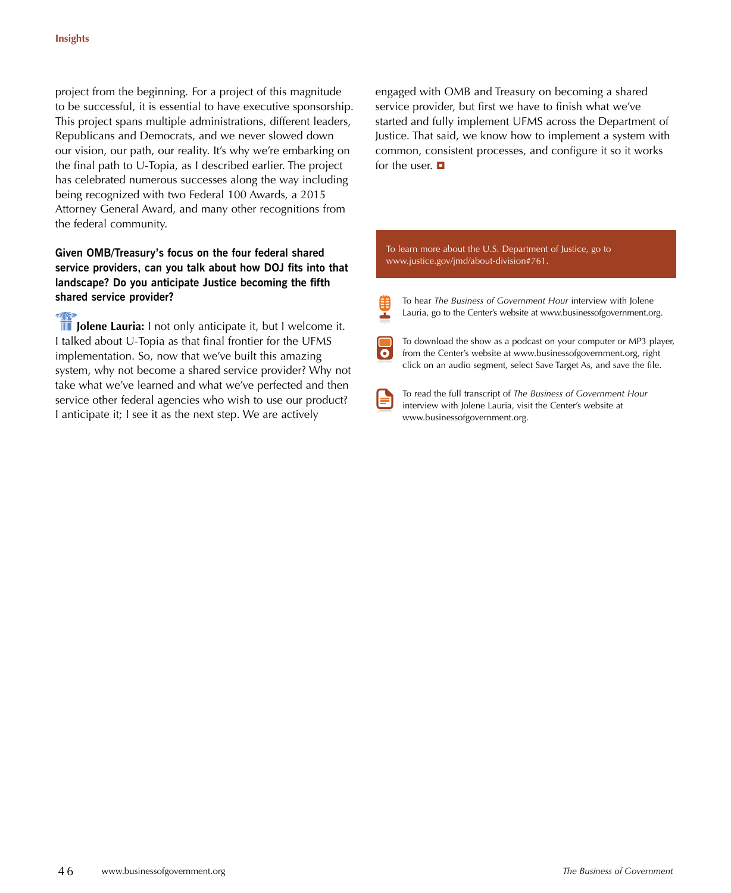project from the beginning. For a project of this magnitude to be successful, it is essential to have executive sponsorship. This project spans multiple administrations, different leaders, Republicans and Democrats, and we never slowed down our vision, our path, our reality. It's why we're embarking on the final path to U-Topia, as I described earlier. The project has celebrated numerous successes along the way including being recognized with two Federal 100 Awards, a 2015 Attorney General Award, and many other recognitions from the federal community.

**Given OMB/Treasury's focus on the four federal shared service providers, can you talk about how DOJ fits into that landscape? Do you anticipate Justice becoming the fifth shared service provider?**

**Jolene Lauria:** I not only anticipate it, but I welcome it. I talked about U-Topia as that final frontier for the UFMS implementation. So, now that we've built this amazing system, why not become a shared service provider? Why not take what we've learned and what we've perfected and then service other federal agencies who wish to use our product? I anticipate it; I see it as the next step. We are actively engaged with OMB and Treasury on becoming a shared service provider, but first we have to finish what we've started and fully implement UFMS across the Department of Justice. That said, we know how to implement a system with common, consistent processes, and configure it so it works for the user. ■

To learn more about the U.S. Department of Justice, go to www.justice.gov/jmd/about-division#761.

To hear *The Business of Government Hour* interview with Jolene Lauria, go to the Center's website at www.businessofgovernment.org.

To download the show as a podcast on your computer or MP3 player, from the Center's website at www.businessofgovernment.org, right click on an audio segment, select Save Target As, and save the file.

To read the full transcript of *The Business of Government Hour* interview with Jolene Lauria, visit the Center's website at www.businessofgovernment.org.